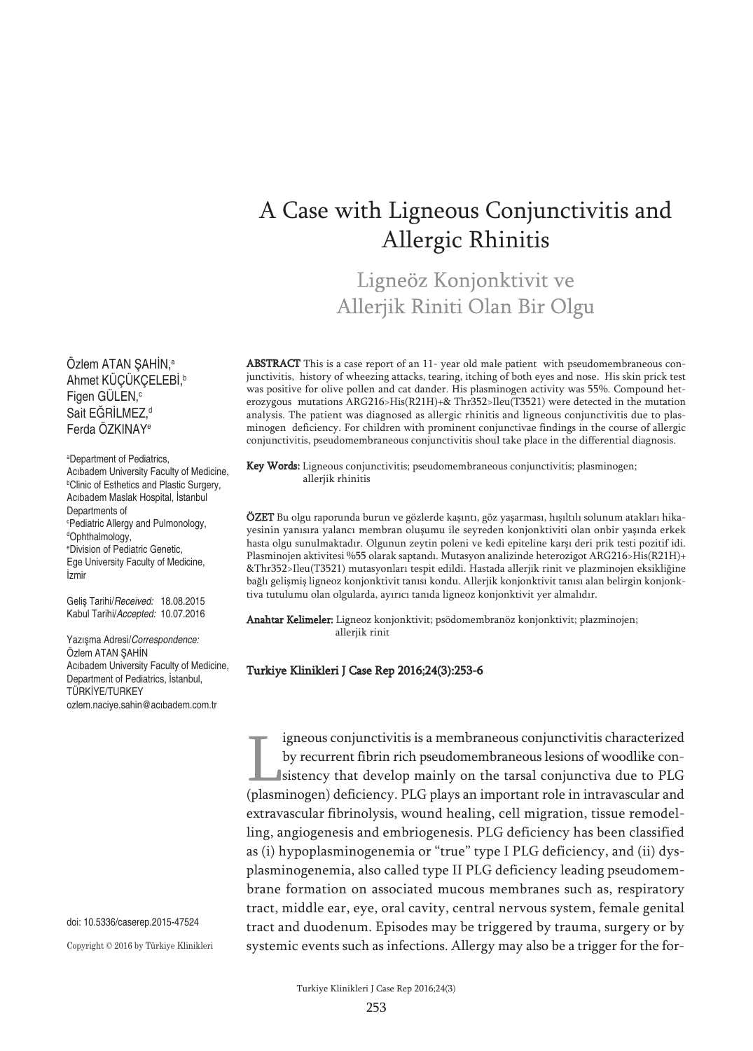# A Case with Ligneous Conjunctivitis and Allergic Rhinitis

## Ligneöz Konjonktivit ve Allerjik Riniti Olan Bir Olgu

Özlem ATAN ŞAHİN,[a]
Ahmet KÜÇÜKÇELEBİ,[b]
Figen GÜLEN,[c]
Sait EĞRİLMEZ,[d]
Ferda ÖZKINAY[e]

[a]Department of Pediatrics, Acıbadem University Faculty of Medicine,
[b]Clinic of Esthetics and Plastic Surgery, Acıbadem Maslak Hospital, İstanbul
Departments of
[c]Pediatric Allergy and Pulmonology,
[d]Ophthalmology,
[e]Division of Pediatric Genetic, Ege University Faculty of Medicine, İzmir

Geliş Tarihi/*Received:* 18.08.2015
Kabul Tarihi/*Accepted:* 10.07.2016

Yazışma Adresi/*Correspondence:*
Özlem ATAN ŞAHİN
Acıbadem University Faculty of Medicine, Department of Pediatrics, İstanbul, TÜRKİYE/TURKEY
ozlem.naciye.sahin@acıbadem.com.tr

doi: 10.5336/caserep.2015-47524

Copyright © 2016 by Türkiye Klinikleri

**ABSTRACT** This is a case report of an 11- year old male patient with pseudomembraneous conjunctivitis, history of wheezing attacks, tearing, itching of both eyes and nose. His skin prick test was positive for olive pollen and cat dander. His plasminogen activity was 55%. Compound heterozygous mutations ARG216>His(R21H)+& Thr352>Ileu(T3521) were detected in the mutation analysis. The patient was diagnosed as allergic rhinitis and ligneous conjunctivitis due to plasminogen deficiency. For children with prominent conjunctivae findings in the course of allergic conjunctivitis, pseudomembraneous conjunctivitis shoul take place in the differential diagnosis.

**Key Words:** Ligneous conjunctivitis; pseudomembraneous conjunctivitis; plasminogen; allerjik rhinitis

**ÖZET** Bu olgu raporunda burun ve gözlerde kaşıntı, göz yaşarması, hışıltılı solunum atakları hikayesinin yanısıra yalancı membran oluşumu ile seyreden konjonktiviti olan onbir yaşında erkek hasta olgu sunulmaktadır. Olgunun zeytin poleni ve kedi epiteline karşı deri prik testi pozitif idi. Plasminojen aktivitesi %55 olarak saptandı. Mutasyon analizinde heterozigot ARG216>His(R21H)+&Thr352>Ileu(T3521) mutasyonları tespit edildi. Hastada allerjik rinit ve plazminojen eksikliğine bağlı gelişmiş ligneoz konjonktivit tanısı kondu. Allerjik konjonktivit tanısı alan belirgin konjonktiva tutulumu olan olgularda, ayırıcı tanıda ligneoz konjonktivit yer almalıdır.

**Anahtar Kelimeler:** Ligneoz konjonktivit; psödomembranöz konjonktivit; plazminojen; allerjik rinit

**Turkiye Klinikleri J Case Rep 2016;24(3):253-6**

Ligneous conjunctivitis is a membraneous conjunctivitis characterized by recurrent fibrin rich pseudomembraneous lesions of woodlike consistency that develop mainly on the tarsal conjunctiva due to PLG (plasminogen) deficiency. PLG plays an important role in intravascular and extravascular fibrinolysis, wound healing, cell migration, tissue remodelling, angiogenesis and embriogenesis. PLG deficiency has been classified as (i) hypoplasminogenemia or "true" type I PLG deficiency, and (ii) dysplasminogenemia, also called type II PLG deficiency leading pseudomembrane formation on associated mucous membranes such as, respiratory tract, middle ear, eye, oral cavity, central nervous system, female genital tract and duodenum. Episodes may be triggered by trauma, surgery or by systemic events such as infections. Allergy may also be a trigger for the for-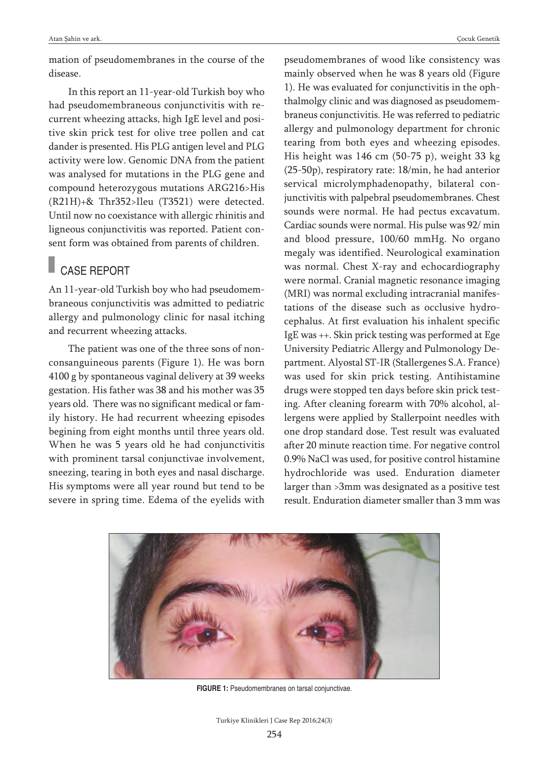mation of pseudomembranes in the course of the disease.

In this report an 11-year-old Turkish boy who had pseudomembraneous conjunctivitis with recurrent wheezing attacks, high IgE level and positive skin prick test for olive tree pollen and cat dander is presented. His PLG antigen level and PLG activity were low. Genomic DNA from the patient was analysed for mutations in the PLG gene and compound heterozygous mutations ARG216>His (R21H)+& Thr352>Ileu (T3521) were detected. Until now no coexistance with allergic rhinitis and ligneous conjunctivitis was reported. Patient consent form was obtained from parents of children.

## CASE REPORT

An 11-year-old Turkish boy who had pseudomembraneous conjunctivitis was admitted to pediatric allergy and pulmonology clinic for nasal itching and recurrent wheezing attacks.

The patient was one of the three sons of nonconsanguineous parents (Figure 1). He was born 4100 g by spontaneous vaginal delivery at 39 weeks gestation. His father was 38 and his mother was 35 years old. There was no significant medical or family history. He had recurrent wheezing episodes begining from eight months until three years old. When he was 5 years old he had conjunctivitis with prominent tarsal conjunctivae involvement, sneezing, tearing in both eyes and nasal discharge. His symptoms were all year round but tend to be severe in spring time. Edema of the eyelids with pseudomembranes of wood like consistency was mainly observed when he was 8 years old (Figure 1). He was evaluated for conjunctivitis in the ophthalmolgy clinic and was diagnosed as pseudomembraneus conjunctivitis. He was referred to pediatric allergy and pulmonology department for chronic tearing from both eyes and wheezing episodes. His height was 146 cm (50-75 p), weight 33 kg (25-50p), respiratory rate: 18/min, he had anterior servical microlymphadenopathy, bilateral conjunctivitis with palpebral pseudomembranes. Chest sounds were normal. He had pectus excavatum. Cardiac sounds were normal. His pulse was 92/ min and blood pressure, 100/60 mmHg. No organo megaly was identified. Neurological examination was normal. Chest X-ray and echocardiography were normal. Cranial magnetic resonance imaging (MRI) was normal excluding intracranial manifestations of the disease such as occlusive hydrocephalus. At first evaluation his inhalent specific IgE was ++. Skin prick testing was performed at Ege University Pediatric Allergy and Pulmonology Department. Alyostal ST-IR (Stallergenes S.A. France) was used for skin prick testing. Antihistamine drugs were stopped ten days before skin prick testing. After cleaning forearm with 70% alcohol, allergens were applied by Stallerpoint needles with one drop standard dose. Test result was evaluated after 20 minute reaction time. For negative control 0.9% NaCl was used, for positive control histamine hydrochloride was used. Enduration diameter larger than >3mm was designated as a positive test result. Enduration diameter smaller than 3 mm was

**FIGURE 1:** Pseudomembranes on tarsal conjunctivae.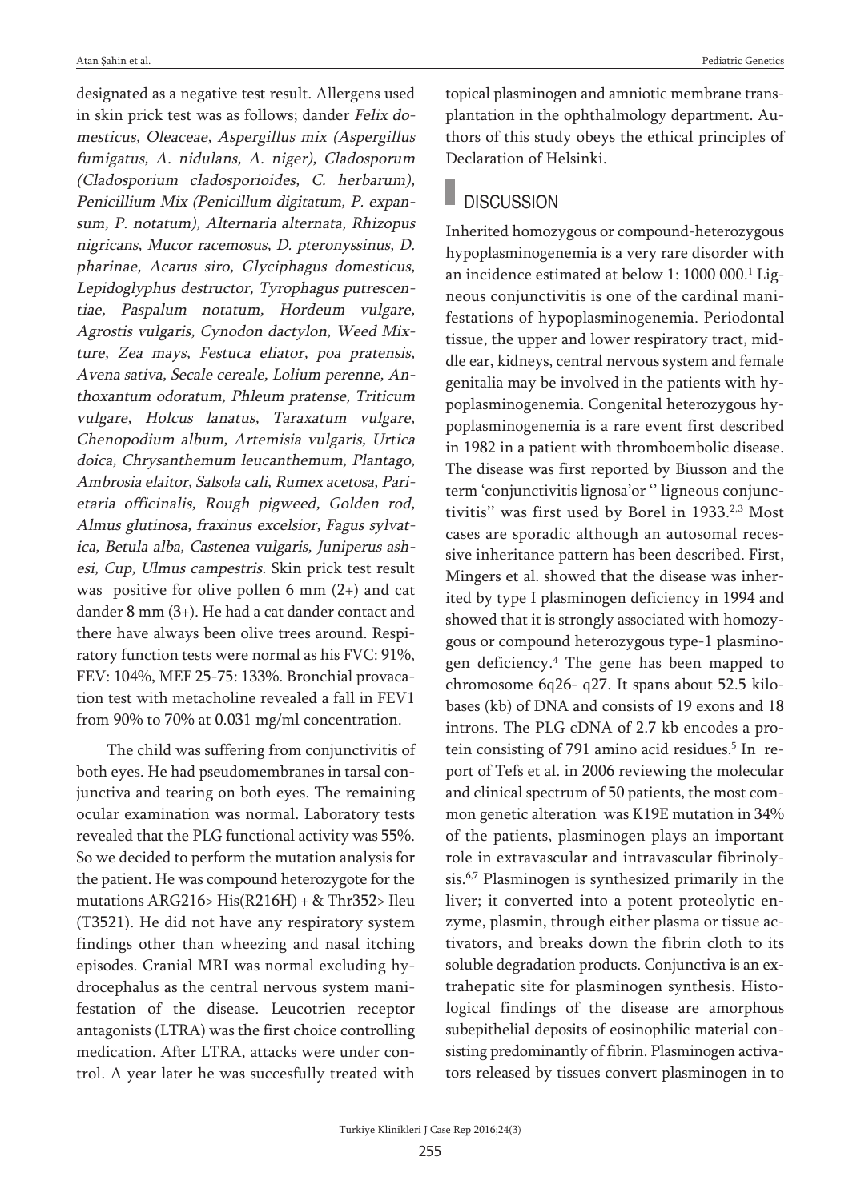designated as a negative test result. Allergens used in skin prick test was as follows; dander *Felix domesticus, Oleaceae, Aspergillus mix (Aspergillus fumigatus, A. nidulans, A. niger), Cladosporum (Cladosporium cladosporioides, C. herbarum), Penicillium Mix (Penicillum digitatum, P. expansum, P. notatum), Alternaria alternata, Rhizopus nigricans, Mucor racemosus, D. pteronyssinus, D. pharinae, Acarus siro, Glyciphagus domesticus, Lepidoglyphus destructor, Tyrophagus putrescentiae, Paspalum notatum, Hordeum vulgare, Agrostis vulgaris, Cynodon dactylon, Weed Mixture, Zea mays, Festuca eliator, poa pratensis, Avena sativa, Secale cereale, Lolium perenne, Anthoxantum odoratum, Phleum pratense, Triticum vulgare, Holcus lanatus, Taraxatum vulgare, Chenopodium album, Artemisia vulgaris, Urtica doica, Chrysanthemum leucanthemum, Plantago, Ambrosia elaitor, Salsola cali, Rumex acetosa, Parietaria officinalis, Rough pigweed, Golden rod, Almus glutinosa, fraxinus excelsior, Fagus sylvatica, Betula alba, Castenea vulgaris, Juniperus ashesi, Cup, Ulmus campestris.* Skin prick test result was positive for olive pollen 6 mm (2+) and cat dander 8 mm (3+). He had a cat dander contact and there have always been olive trees around. Respiratory function tests were normal as his FVC: 91%, FEV: 104%, MEF 25-75: 133%. Bronchial provacation test with metacholine revealed a fall in FEV1 from 90% to 70% at 0.031 mg/ml concentration.

The child was suffering from conjunctivitis of both eyes. He had pseudomembranes in tarsal conjunctiva and tearing on both eyes. The remaining ocular examination was normal. Laboratory tests revealed that the PLG functional activity was 55%. So we decided to perform the mutation analysis for the patient. He was compound heterozygote for the mutations ARG216> His(R216H) + & Thr352> Ileu (T3521). He did not have any respiratory system findings other than wheezing and nasal itching episodes. Cranial MRI was normal excluding hydrocephalus as the central nervous system manifestation of the disease. Leucotrien receptor antagonists (LTRA) was the first choice controlling medication. After LTRA, attacks were under control. A year later he was succesfully treated with topical plasminogen and amniotic membrane transplantation in the ophthalmology department. Authors of this study obeys the ethical principles of Declaration of Helsinki.

## DISCUSSION

Inherited homozygous or compound-heterozygous hypoplasminogenemia is a very rare disorder with an incidence estimated at below 1: 1000 000.[1] Ligneous conjunctivitis is one of the cardinal manifestations of hypoplasminogenemia. Periodontal tissue, the upper and lower respiratory tract, middle ear, kidneys, central nervous system and female genitalia may be involved in the patients with hypoplasminogenemia. Congenital heterozygous hypoplasminogenemia is a rare event first described in 1982 in a patient with thromboembolic disease. The disease was first reported by Biusson and the term 'conjunctivitis lignosa'or '' ligneous conjunctivitis'' was first used by Borel in 1933.[2,3] Most cases are sporadic although an autosomal recessive inheritance pattern has been described. First, Mingers et al. showed that the disease was inherited by type I plasminogen deficiency in 1994 and showed that it is strongly associated with homozygous or compound heterozygous type-1 plasminogen deficiency.[4] The gene has been mapped to chromosome 6q26- q27. It spans about 52.5 kilobases (kb) of DNA and consists of 19 exons and 18 introns. The PLG cDNA of 2.7 kb encodes a protein consisting of 791 amino acid residues.[5] In report of Tefs et al. in 2006 reviewing the molecular and clinical spectrum of 50 patients, the most common genetic alteration was K19E mutation in 34% of the patients, plasminogen plays an important role in extravascular and intravascular fibrinolysis.[6,7] Plasminogen is synthesized primarily in the liver; it converted into a potent proteolytic enzyme, plasmin, through either plasma or tissue activators, and breaks down the fibrin cloth to its soluble degradation products. Conjunctiva is an extrahepatic site for plasminogen synthesis. Histological findings of the disease are amorphous subepithelial deposits of eosinophilic material consisting predominantly of fibrin. Plasminogen activators released by tissues convert plasminogen in to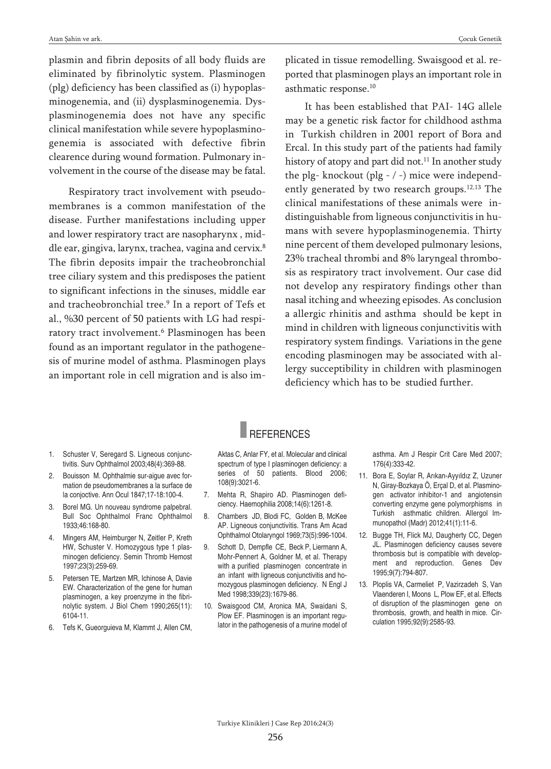plasmin and fibrin deposits of all body fluids are eliminated by fibrinolytic system. Plasminogen (plg) deficiency has been classified as (i) hypoplasminogenemia, and (ii) dysplasminogenemia. Dysplasminogenemia does not have any specific clinical manifestation while severe hypoplasminogenemia is associated with defective fibrin clearence during wound formation. Pulmonary involvement in the course of the disease may be fatal.

Respiratory tract involvement with pseudomembranes is a common manifestation of the disease. Further manifestations including upper and lower respiratory tract are nasopharynx , middle ear, gingiva, larynx, trachea, vagina and cervix.[8] The fibrin deposits impair the tracheobronchial tree ciliary system and this predisposes the patient to significant infections in the sinuses, middle ear and tracheobronchial tree.[9] In a report of Tefs et al., %30 percent of 50 patients with LG had respiratory tract involvement.[6] Plasminogen has been found as an important regulator in the pathogenesis of murine model of asthma. Plasminogen plays an important role in cell migration and is also implicated in tissue remodelling. Swaisgood et al. reported that plasminogen plays an important role in asthmatic response.[10]

It has been established that PAI- 14G allele may be a genetic risk factor for childhood asthma in Turkish children in 2001 report of Bora and Ercal. In this study part of the patients had family history of atopy and part did not.[11] In another study the plg- knockout (plg - / -) mice were independently generated by two research groups.[12,13] The clinical manifestations of these animals were indistinguishable from ligneous conjunctivitis in humans with severe hypoplasminogenemia. Thirty nine percent of them developed pulmonary lesions, 23% tracheal thrombi and 8% laryngeal thrombosis as respiratory tract involvement. Our case did not develop any respiratory findings other than nasal itching and wheezing episodes. As conclusion a allergic rhinitis and asthma should be kept in mind in children with ligneous conjunctivitis with respiratory system findings. Variations in the gene encoding plasminogen may be associated with allergy succeptibility in children with plasminogen deficiency which has to be studied further.

## REFERENCES

1. Schuster V, Seregard S. Ligneous conjunctivitis. Surv Ophthalmol 2003;48(4):369-88.
2. Bouisson M. Ophthalmie sur-aigue avec formation de pseudomembranes a la surface de la conjoctive. Ann Ocul 1847;17-18:100-4.
3. Borel MG. Un nouveau syndrome palpebral. Bull Soc Ophthalmol Franc Ophthalmol 1933;46:168-80.
4. Mingers AM, Heimburger N, Zeitler P, Kreth HW, Schuster V. Homozygous type 1 plasminogen deficiency. Semin Thromb Hemost 1997;23(3):259-69.
5. Petersen TE, Martzen MR, Ichinose A, Davie EW. Characterization of the gene for human plasminogen, a key proenzyme in the fibrinolytic system. J Biol Chem 1990;265(11):6104-11.
6. Tefs K, Gueorguieva M, Klammt J, Allen CM, Aktas C, Anlar FY, et al. Molecular and clinical spectrum of type I plasminogen deficiency: a series of 50 patients. Blood 2006; 108(9):3021-6.
7. Mehta R, Shapiro AD. Plasminogen deficiency. Haemophilia 2008;14(6):1261-8.
8. Chambers JD, Blodi FC, Golden B, McKee AP. Ligneous conjunctivitis. Trans Am Acad Ophthalmol Otolaryngol 1969;73(5):996-1004.
9. Schott D, Dempfle CE, Beck P, Liermann A, Mohr-Pennert A, Goldner M, et al. Therapy with a purified plasminogen concentrate in an infant with ligneous conjunctivitis and homozygous plasminogen deficiency. N Engl J Med 1998;339(23):1679-86.
10. Swaisgood CM, Aronica MA, Swaidani S, Plow EF. Plasminogen is an important regulator in the pathogenesis of a murine model of asthma. Am J Respir Crit Care Med 2007; 176(4):333-42.
11. Bora E, Soylar R, Arıkan-Ayyıldız Z, Uzuner N, Giray-Bozkaya Ö, Erçal D, et al. Plasminogen activator inhibitor-1 and angiotensin converting enzyme gene polymorphisms in Turkish asthmatic children. Allergol Immunopathol (Madr) 2012;41(1):11-6.
12. Bugge TH, Flick MJ, Daugherty CC, Degen JL. Plasminogen deficiency causes severe thrombosis but is compatible with development and reproduction. Genes Dev 1995;9(7):794-807.
13. Ploplis VA, Carmeliet P, Vazirzadeh S, Van Vlaenderen I, Moons L, Plow EF, et al. Effects of disruption of the plasminogen gene on thrombosis, growth, and health in mice. Circulation 1995;92(9):2585-93.